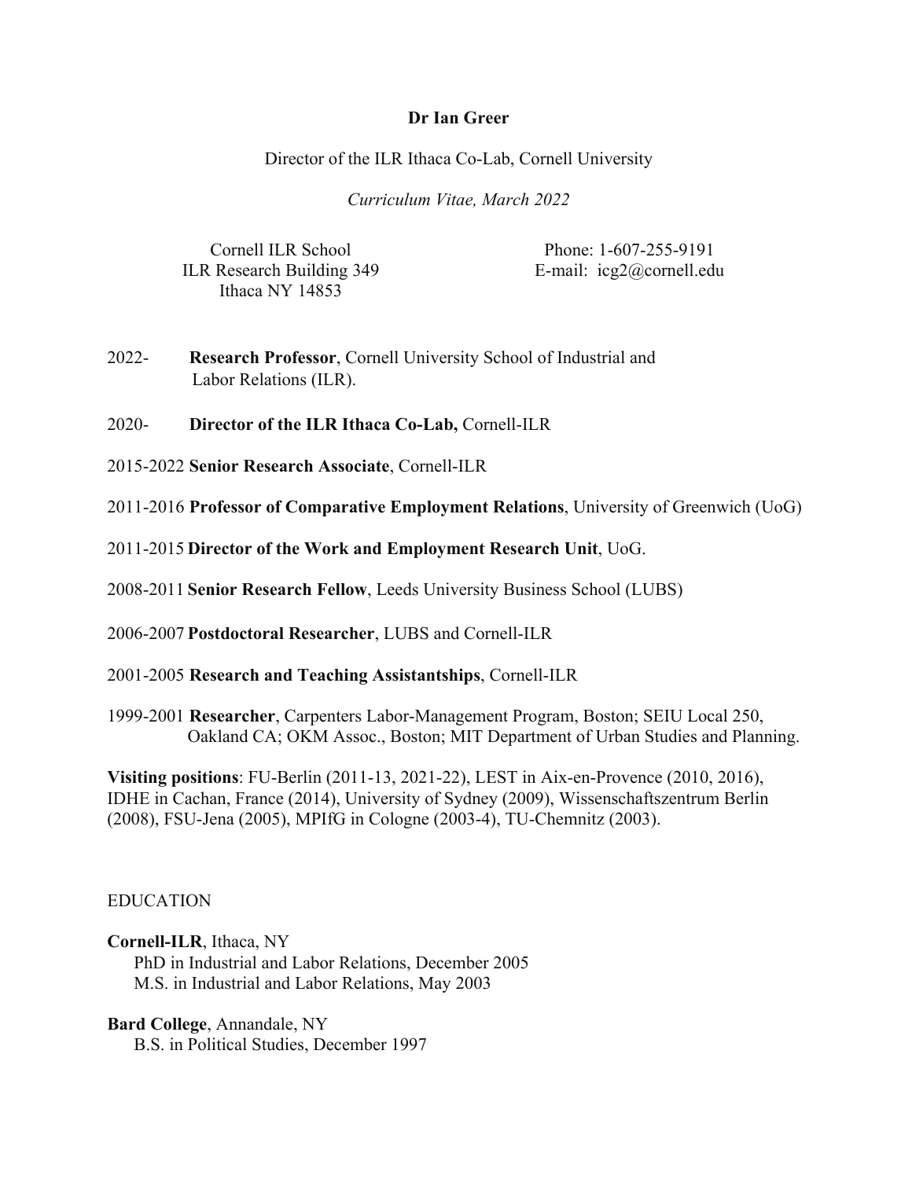**Dr Ian Greer**

Director of the ILR Ithaca Co-Lab, Cornell University

*Curriculum Vitae, March 2022*

Cornell ILR School
ILR Research Building 349
Ithaca NY 14853

Phone: 1-607-255-9191
E-mail: icg2@cornell.edu

2022- **Research Professor**, Cornell University School of Industrial and Labor Relations (ILR).

2020- **Director of the ILR Ithaca Co-Lab,** Cornell-ILR

2015-2022 **Senior Research Associate**, Cornell-ILR

2011-2016 **Professor of Comparative Employment Relations**, University of Greenwich (UoG)

2011-2015 **Director of the Work and Employment Research Unit**, UoG.

2008-2011 **Senior Research Fellow**, Leeds University Business School (LUBS)

2006-2007 **Postdoctoral Researcher**, LUBS and Cornell-ILR

2001-2005 **Research and Teaching Assistantships**, Cornell-ILR

1999-2001 **Researcher**, Carpenters Labor-Management Program, Boston; SEIU Local 250, Oakland CA; OKM Assoc., Boston; MIT Department of Urban Studies and Planning.

**Visiting positions**: FU-Berlin (2011-13, 2021-22), LEST in Aix-en-Provence (2010, 2016), IDHE in Cachan, France (2014), University of Sydney (2009), Wissenschaftszentrum Berlin (2008), FSU-Jena (2005), MPIfG in Cologne (2003-4), TU-Chemnitz (2003).

## EDUCATION

**Cornell-ILR**, Ithaca, NY
PhD in Industrial and Labor Relations, December 2005
M.S. in Industrial and Labor Relations, May 2003

**Bard College**, Annandale, NY
B.S. in Political Studies, December 1997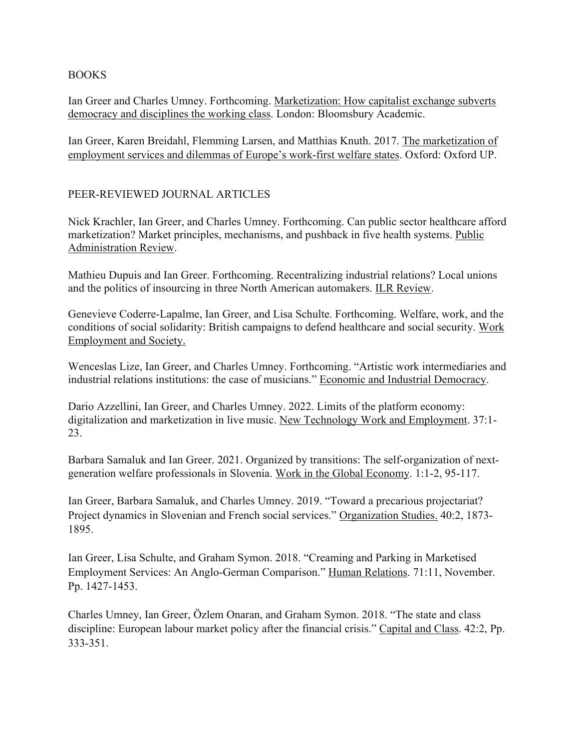## BOOKS

Ian Greer and Charles Umney. Forthcoming. Marketization: How capitalist exchange subverts democracy and disciplines the working class. London: Bloomsbury Academic.

Ian Greer, Karen Breidahl, Flemming Larsen, and Matthias Knuth. 2017. The marketization of employment services and dilemmas of Europe's work-first welfare states. Oxford: Oxford UP.

## PEER-REVIEWED JOURNAL ARTICLES

Nick Krachler, Ian Greer, and Charles Umney. Forthcoming. Can public sector healthcare afford marketization? Market principles, mechanisms, and pushback in five health systems. Public Administration Review.

Mathieu Dupuis and Ian Greer. Forthcoming. Recentralizing industrial relations? Local unions and the politics of insourcing in three North American automakers. ILR Review.

Genevieve Coderre-Lapalme, Ian Greer, and Lisa Schulte. Forthcoming. Welfare, work, and the conditions of social solidarity: British campaigns to defend healthcare and social security. Work Employment and Society.

Wenceslas Lize, Ian Greer, and Charles Umney. Forthcoming. "Artistic work intermediaries and industrial relations institutions: the case of musicians." Economic and Industrial Democracy.

Dario Azzellini, Ian Greer, and Charles Umney. 2022. Limits of the platform economy: digitalization and marketization in live music. New Technology Work and Employment. 37:1-23.

Barbara Samaluk and Ian Greer. 2021. Organized by transitions: The self-organization of next-generation welfare professionals in Slovenia. Work in the Global Economy. 1:1-2, 95-117.

Ian Greer, Barbara Samaluk, and Charles Umney. 2019. "Toward a precarious projectariat? Project dynamics in Slovenian and French social services." Organization Studies. 40:2, 1873-1895.

Ian Greer, Lisa Schulte, and Graham Symon. 2018. "Creaming and Parking in Marketised Employment Services: An Anglo-German Comparison." Human Relations. 71:11, November. Pp. 1427-1453.

Charles Umney, Ian Greer, Özlem Onaran, and Graham Symon. 2018. "The state and class discipline: European labour market policy after the financial crisis." Capital and Class. 42:2, Pp. 333-351.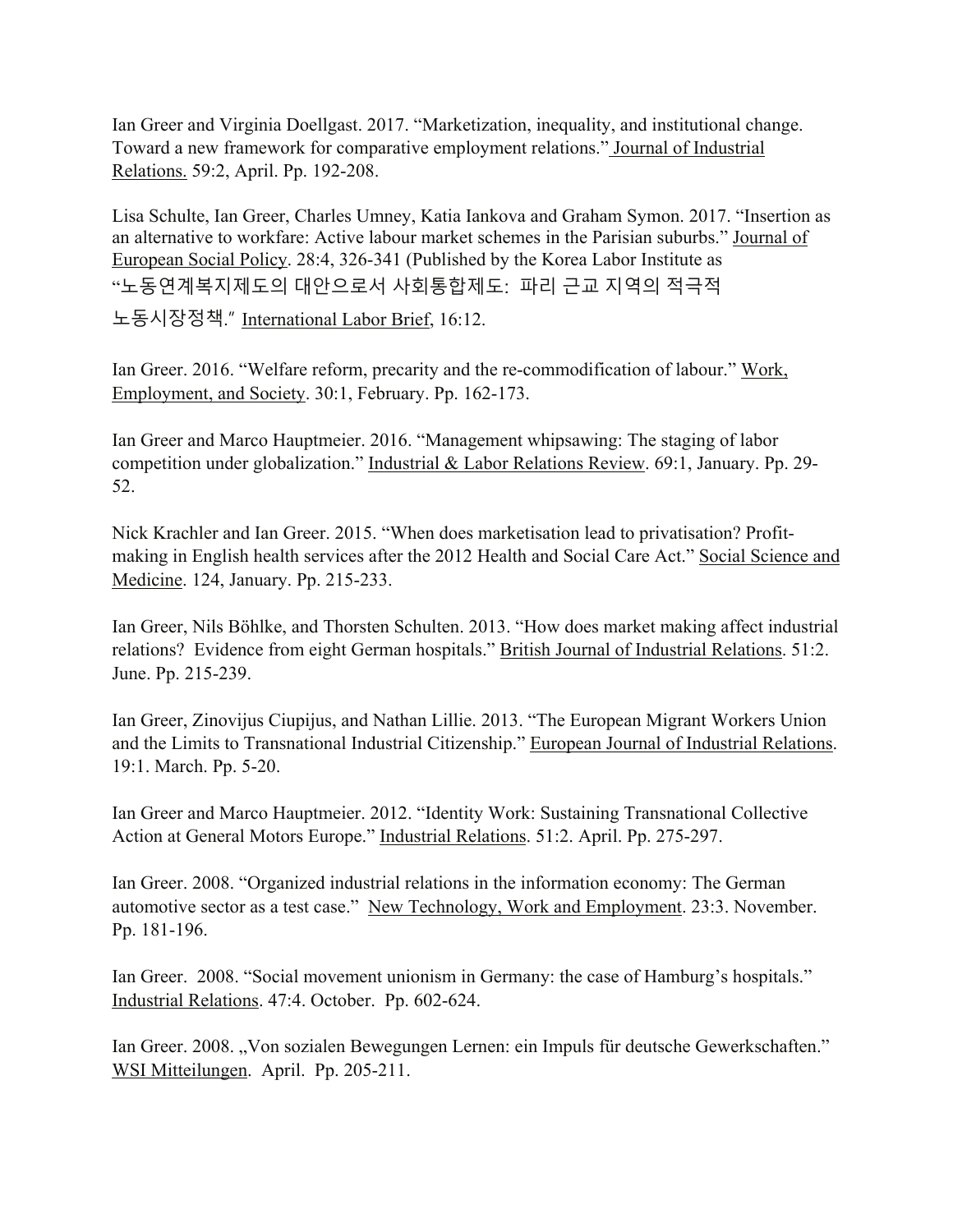Ian Greer and Virginia Doellgast. 2017. "Marketization, inequality, and institutional change. Toward a new framework for comparative employment relations." Journal of Industrial Relations. 59:2, April. Pp. 192-208.

Lisa Schulte, Ian Greer, Charles Umney, Katia Iankova and Graham Symon. 2017. "Insertion as an alternative to workfare: Active labour market schemes in the Parisian suburbs." Journal of European Social Policy. 28:4, 326-341 (Published by the Korea Labor Institute as "노동연계복지제도의 대안으로서 사회통합제도: 파리 근교 지역의 적극적 노동시장정책." International Labor Brief, 16:12.

Ian Greer. 2016. "Welfare reform, precarity and the re-commodification of labour." Work, Employment, and Society. 30:1, February. Pp. 162-173.

Ian Greer and Marco Hauptmeier. 2016. "Management whipsawing: The staging of labor competition under globalization." Industrial & Labor Relations Review. 69:1, January. Pp. 29-52.

Nick Krachler and Ian Greer. 2015. "When does marketisation lead to privatisation? Profit-making in English health services after the 2012 Health and Social Care Act." Social Science and Medicine. 124, January. Pp. 215-233.

Ian Greer, Nils Böhlke, and Thorsten Schulten. 2013. "How does market making affect industrial relations? Evidence from eight German hospitals." British Journal of Industrial Relations. 51:2. June. Pp. 215-239.

Ian Greer, Zinovijus Ciupijus, and Nathan Lillie. 2013. "The European Migrant Workers Union and the Limits to Transnational Industrial Citizenship." European Journal of Industrial Relations. 19:1. March. Pp. 5-20.

Ian Greer and Marco Hauptmeier. 2012. "Identity Work: Sustaining Transnational Collective Action at General Motors Europe." Industrial Relations. 51:2. April. Pp. 275-297.

Ian Greer. 2008. "Organized industrial relations in the information economy: The German automotive sector as a test case." New Technology, Work and Employment. 23:3. November. Pp. 181-196.

Ian Greer. 2008. "Social movement unionism in Germany: the case of Hamburg's hospitals." Industrial Relations. 47:4. October. Pp. 602-624.

Ian Greer. 2008. „Von sozialen Bewegungen Lernen: ein Impuls für deutsche Gewerkschaften." WSI Mitteilungen. April. Pp. 205-211.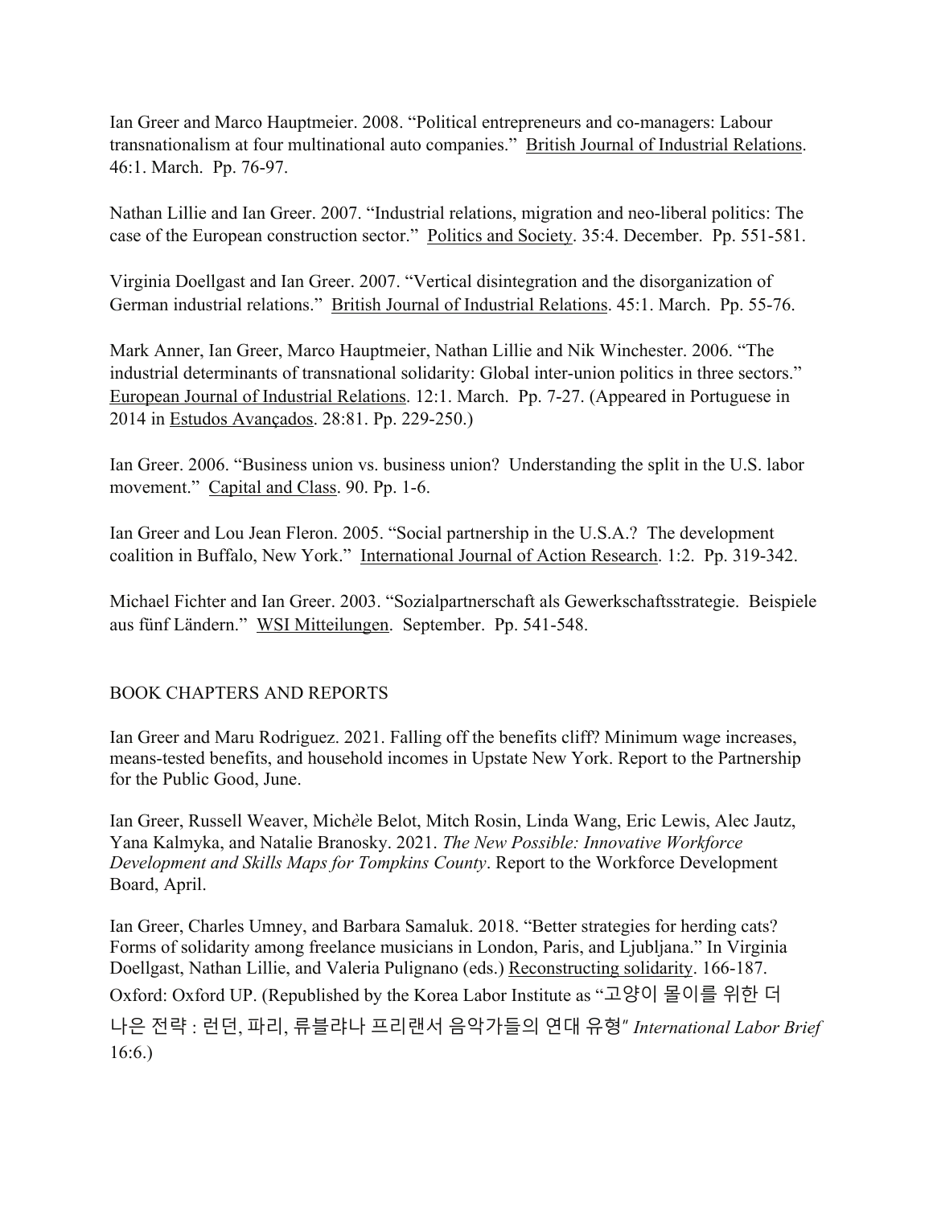Ian Greer and Marco Hauptmeier. 2008. "Political entrepreneurs and co-managers: Labour transnationalism at four multinational auto companies." British Journal of Industrial Relations. 46:1. March. Pp. 76-97.

Nathan Lillie and Ian Greer. 2007. "Industrial relations, migration and neo-liberal politics: The case of the European construction sector." Politics and Society. 35:4. December. Pp. 551-581.

Virginia Doellgast and Ian Greer. 2007. "Vertical disintegration and the disorganization of German industrial relations." British Journal of Industrial Relations. 45:1. March. Pp. 55-76.

Mark Anner, Ian Greer, Marco Hauptmeier, Nathan Lillie and Nik Winchester. 2006. "The industrial determinants of transnational solidarity: Global inter-union politics in three sectors." European Journal of Industrial Relations. 12:1. March. Pp. 7-27. (Appeared in Portuguese in 2014 in Estudos Avançados. 28:81. Pp. 229-250.)

Ian Greer. 2006. "Business union vs. business union? Understanding the split in the U.S. labor movement." Capital and Class. 90. Pp. 1-6.

Ian Greer and Lou Jean Fleron. 2005. "Social partnership in the U.S.A.? The development coalition in Buffalo, New York." International Journal of Action Research. 1:2. Pp. 319-342.

Michael Fichter and Ian Greer. 2003. "Sozialpartnerschaft als Gewerkschaftsstrategie. Beispiele aus fünf Ländern." WSI Mitteilungen. September. Pp. 541-548.

## BOOK CHAPTERS AND REPORTS

Ian Greer and Maru Rodriguez. 2021. Falling off the benefits cliff? Minimum wage increases, means-tested benefits, and household incomes in Upstate New York. Report to the Partnership for the Public Good, June.

Ian Greer, Russell Weaver, Michèle Belot, Mitch Rosin, Linda Wang, Eric Lewis, Alec Jautz, Yana Kalmyka, and Natalie Branosky. 2021. *The New Possible: Innovative Workforce Development and Skills Maps for Tompkins County*. Report to the Workforce Development Board, April.

Ian Greer, Charles Umney, and Barbara Samaluk. 2018. "Better strategies for herding cats? Forms of solidarity among freelance musicians in London, Paris, and Ljubljana." In Virginia Doellgast, Nathan Lillie, and Valeria Pulignano (eds.) Reconstructing solidarity. 166-187. Oxford: Oxford UP. (Republished by the Korea Labor Institute as "고양이 몰이를 위한 더 나은 전략 : 런던, 파리, 류블랴나 프리랜서 음악가들의 연대 유형" *International Labor Brief* 16:6.)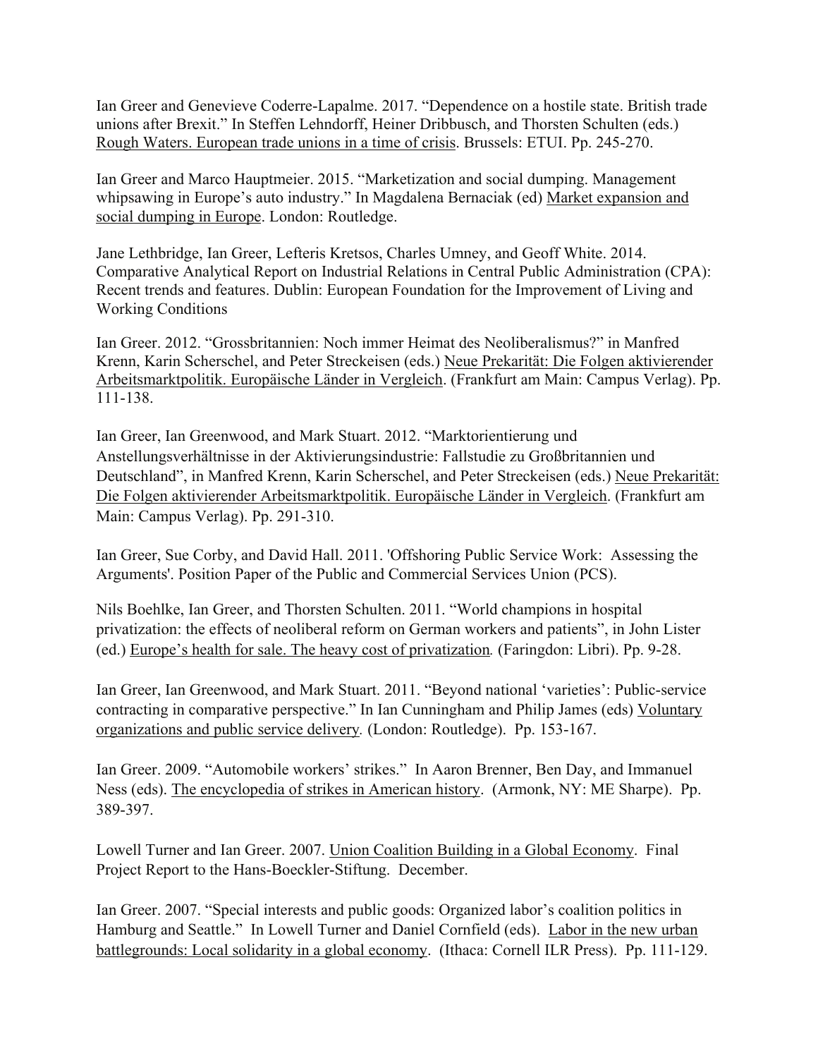Ian Greer and Genevieve Coderre-Lapalme. 2017. “Dependence on a hostile state. British trade unions after Brexit.” In Steffen Lehndorff, Heiner Dribbusch, and Thorsten Schulten (eds.) Rough Waters. European trade unions in a time of crisis. Brussels: ETUI. Pp. 245-270.

Ian Greer and Marco Hauptmeier. 2015. “Marketization and social dumping. Management whipsawing in Europe’s auto industry.” In Magdalena Bernaciak (ed) Market expansion and social dumping in Europe. London: Routledge.

Jane Lethbridge, Ian Greer, Lefteris Kretsos, Charles Umney, and Geoff White. 2014. Comparative Analytical Report on Industrial Relations in Central Public Administration (CPA): Recent trends and features. Dublin: European Foundation for the Improvement of Living and Working Conditions

Ian Greer. 2012. “Grossbritannien: Noch immer Heimat des Neoliberalismus?” in Manfred Krenn, Karin Scherschel, and Peter Streckeisen (eds.) Neue Prekarität: Die Folgen aktivierender Arbeitsmarktpolitik. Europäische Länder in Vergleich. (Frankfurt am Main: Campus Verlag). Pp. 111-138.

Ian Greer, Ian Greenwood, and Mark Stuart. 2012. “Marktorientierung und Anstellungsverhältnisse in der Aktivierungsindustrie: Fallstudie zu Großbritannien und Deutschland”, in Manfred Krenn, Karin Scherschel, and Peter Streckeisen (eds.) Neue Prekarität: Die Folgen aktivierender Arbeitsmarktpolitik. Europäische Länder in Vergleich. (Frankfurt am Main: Campus Verlag). Pp. 291-310.

Ian Greer, Sue Corby, and David Hall. 2011. 'Offshoring Public Service Work: Assessing the Arguments'. Position Paper of the Public and Commercial Services Union (PCS).

Nils Boehlke, Ian Greer, and Thorsten Schulten. 2011. “World champions in hospital privatization: the effects of neoliberal reform on German workers and patients”, in John Lister (ed.) Europe’s health for sale. The heavy cost of privatization. (Faringdon: Libri). Pp. 9-28.

Ian Greer, Ian Greenwood, and Mark Stuart. 2011. “Beyond national ‘varieties’: Public-service contracting in comparative perspective.” In Ian Cunningham and Philip James (eds) Voluntary organizations and public service delivery. (London: Routledge). Pp. 153-167.

Ian Greer. 2009. “Automobile workers’ strikes.” In Aaron Brenner, Ben Day, and Immanuel Ness (eds). The encyclopedia of strikes in American history. (Armonk, NY: ME Sharpe). Pp. 389-397.

Lowell Turner and Ian Greer. 2007. Union Coalition Building in a Global Economy. Final Project Report to the Hans-Boeckler-Stiftung. December.

Ian Greer. 2007. “Special interests and public goods: Organized labor’s coalition politics in Hamburg and Seattle.” In Lowell Turner and Daniel Cornfield (eds). Labor in the new urban battlegrounds: Local solidarity in a global economy. (Ithaca: Cornell ILR Press). Pp. 111-129.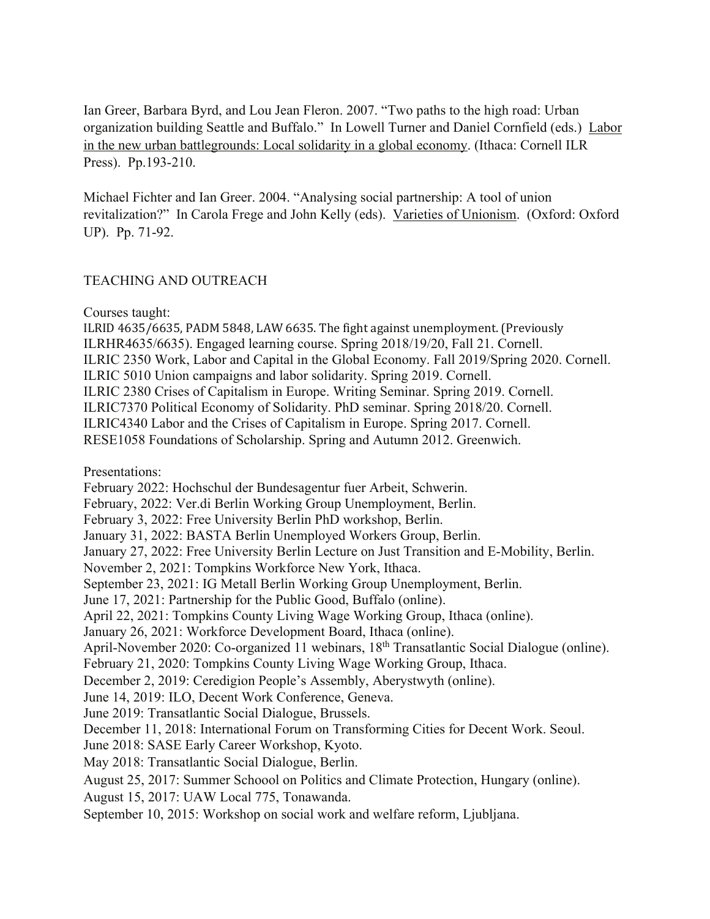Ian Greer, Barbara Byrd, and Lou Jean Fleron. 2007. "Two paths to the high road: Urban organization building Seattle and Buffalo." In Lowell Turner and Daniel Cornfield (eds.) Labor in the new urban battlegrounds: Local solidarity in a global economy. (Ithaca: Cornell ILR Press). Pp.193-210.

Michael Fichter and Ian Greer. 2004. "Analysing social partnership: A tool of union revitalization?" In Carola Frege and John Kelly (eds). Varieties of Unionism. (Oxford: Oxford UP). Pp. 71-92.

## TEACHING AND OUTREACH

Courses taught:

ILRID 4635/6635, PADM 5848, LAW 6635. The fight against unemployment. (Previously ILRHR4635/6635). Engaged learning course. Spring 2018/19/20, Fall 21. Cornell.
ILRIC 2350 Work, Labor and Capital in the Global Economy. Fall 2019/Spring 2020. Cornell.
ILRIC 5010 Union campaigns and labor solidarity. Spring 2019. Cornell.
ILRIC 2380 Crises of Capitalism in Europe. Writing Seminar. Spring 2019. Cornell.
ILRIC7370 Political Economy of Solidarity. PhD seminar. Spring 2018/20. Cornell.
ILRIC4340 Labor and the Crises of Capitalism in Europe. Spring 2017. Cornell.
RESE1058 Foundations of Scholarship. Spring and Autumn 2012. Greenwich.

Presentations:

February 2022: Hochschul der Bundesagentur fuer Arbeit, Schwerin.
February, 2022: Ver.di Berlin Working Group Unemployment, Berlin.
February 3, 2022: Free University Berlin PhD workshop, Berlin.
January 31, 2022: BASTA Berlin Unemployed Workers Group, Berlin.
January 27, 2022: Free University Berlin Lecture on Just Transition and E-Mobility, Berlin.
November 2, 2021: Tompkins Workforce New York, Ithaca.
September 23, 2021: IG Metall Berlin Working Group Unemployment, Berlin.
June 17, 2021: Partnership for the Public Good, Buffalo (online).
April 22, 2021: Tompkins County Living Wage Working Group, Ithaca (online).
January 26, 2021: Workforce Development Board, Ithaca (online).
April-November 2020: Co-organized 11 webinars, 18th Transatlantic Social Dialogue (online).
February 21, 2020: Tompkins County Living Wage Working Group, Ithaca.
December 2, 2019: Ceredigion People's Assembly, Aberystwyth (online).
June 14, 2019: ILO, Decent Work Conference, Geneva.
June 2019: Transatlantic Social Dialogue, Brussels.
December 11, 2018: International Forum on Transforming Cities for Decent Work. Seoul.
June 2018: SASE Early Career Workshop, Kyoto.
May 2018: Transatlantic Social Dialogue, Berlin.
August 25, 2017: Summer Schoool on Politics and Climate Protection, Hungary (online).
August 15, 2017: UAW Local 775, Tonawanda.
September 10, 2015: Workshop on social work and welfare reform, Ljubljana.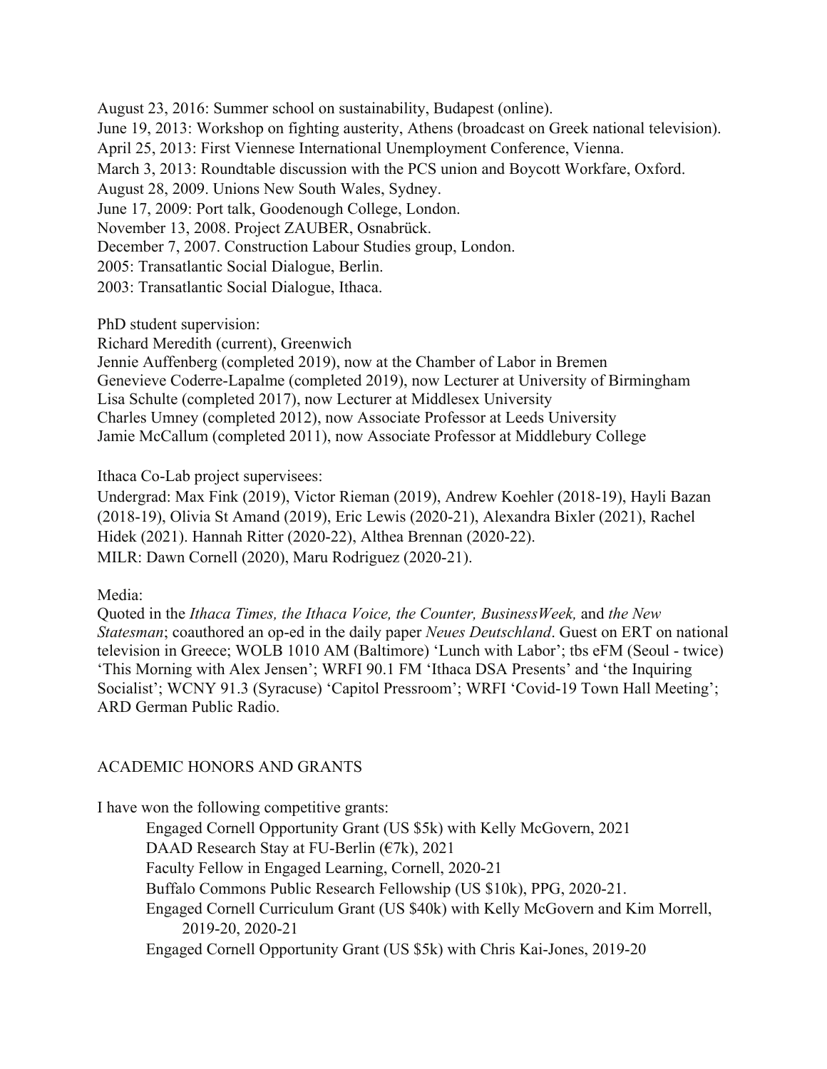August 23, 2016: Summer school on sustainability, Budapest (online).
June 19, 2013: Workshop on fighting austerity, Athens (broadcast on Greek national television).
April 25, 2013: First Viennese International Unemployment Conference, Vienna.
March 3, 2013: Roundtable discussion with the PCS union and Boycott Workfare, Oxford.
August 28, 2009. Unions New South Wales, Sydney.
June 17, 2009: Port talk, Goodenough College, London.
November 13, 2008. Project ZAUBER, Osnabrück.
December 7, 2007. Construction Labour Studies group, London.
2005: Transatlantic Social Dialogue, Berlin.
2003: Transatlantic Social Dialogue, Ithaca.

PhD student supervision:
Richard Meredith (current), Greenwich
Jennie Auffenberg (completed 2019), now at the Chamber of Labor in Bremen
Genevieve Coderre-Lapalme (completed 2019), now Lecturer at University of Birmingham
Lisa Schulte (completed 2017), now Lecturer at Middlesex University
Charles Umney (completed 2012), now Associate Professor at Leeds University
Jamie McCallum (completed 2011), now Associate Professor at Middlebury College

Ithaca Co-Lab project supervisees:
Undergrad: Max Fink (2019), Victor Rieman (2019), Andrew Koehler (2018-19), Hayli Bazan (2018-19), Olivia St Amand (2019), Eric Lewis (2020-21), Alexandra Bixler (2021), Rachel Hidek (2021). Hannah Ritter (2020-22), Althea Brennan (2020-22).
MILR: Dawn Cornell (2020), Maru Rodriguez (2020-21).

Media:
Quoted in the *Ithaca Times, the Ithaca Voice, the Counter, BusinessWeek,* and *the New Statesman*; coauthored an op-ed in the daily paper *Neues Deutschland*. Guest on ERT on national television in Greece; WOLB 1010 AM (Baltimore) 'Lunch with Labor'; tbs eFM (Seoul - twice) 'This Morning with Alex Jensen'; WRFI 90.1 FM 'Ithaca DSA Presents' and 'the Inquiring Socialist'; WCNY 91.3 (Syracuse) 'Capitol Pressroom'; WRFI 'Covid-19 Town Hall Meeting'; ARD German Public Radio.

## ACADEMIC HONORS AND GRANTS

I have won the following competitive grants:

- Engaged Cornell Opportunity Grant (US $5k) with Kelly McGovern, 2021
- DAAD Research Stay at FU-Berlin (€7k), 2021
- Faculty Fellow in Engaged Learning, Cornell, 2020-21
- Buffalo Commons Public Research Fellowship (US $10k), PPG, 2020-21.
- Engaged Cornell Curriculum Grant (US $40k) with Kelly McGovern and Kim Morrell, 2019-20, 2020-21
- Engaged Cornell Opportunity Grant (US $5k) with Chris Kai-Jones, 2019-20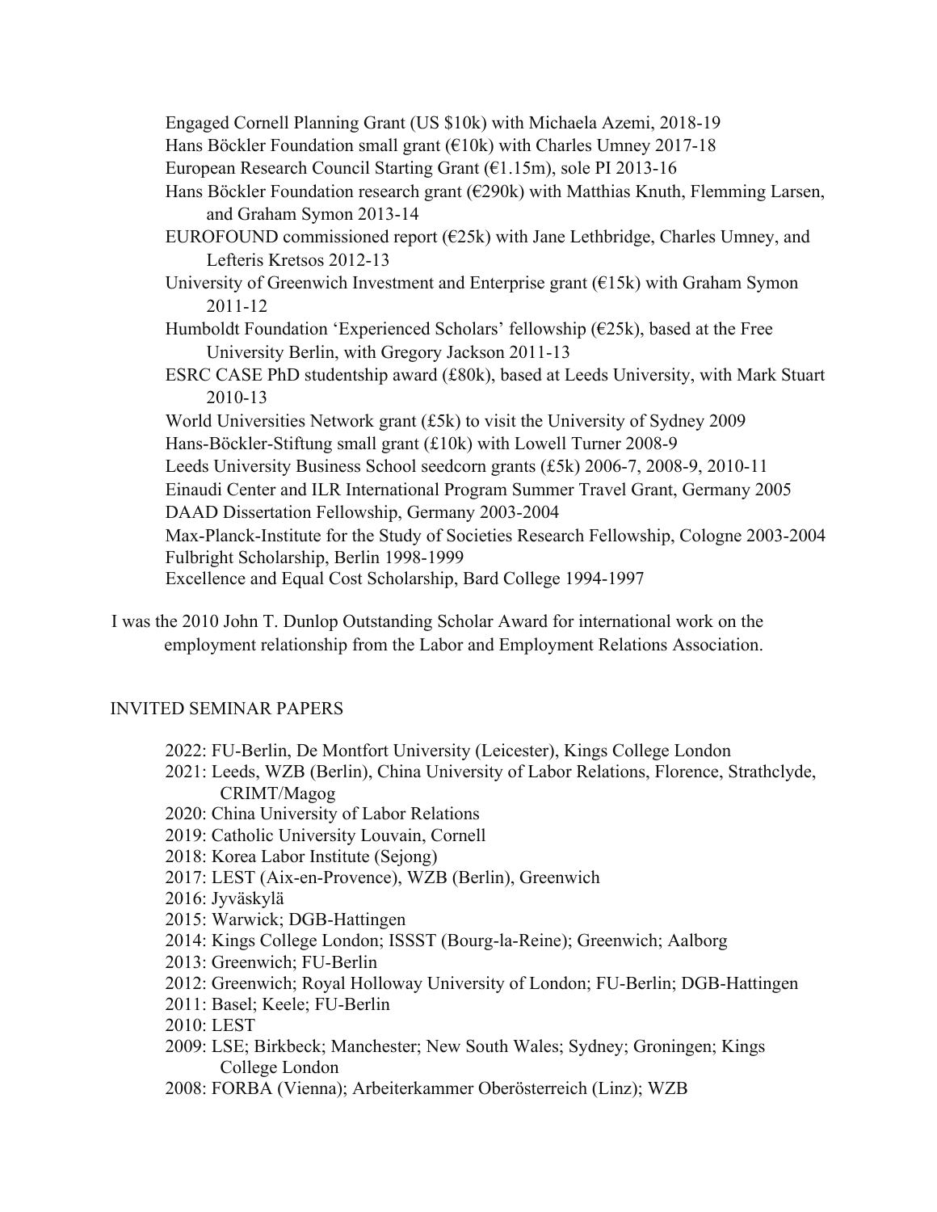Engaged Cornell Planning Grant (US $10k) with Michaela Azemi, 2018-19
Hans Böckler Foundation small grant (€10k) with Charles Umney 2017-18
European Research Council Starting Grant (€1.15m), sole PI 2013-16
Hans Böckler Foundation research grant (€290k) with Matthias Knuth, Flemming Larsen, and Graham Symon 2013-14
EUROFOUND commissioned report (€25k) with Jane Lethbridge, Charles Umney, and Lefteris Kretsos 2012-13
University of Greenwich Investment and Enterprise grant (€15k) with Graham Symon 2011-12
Humboldt Foundation 'Experienced Scholars' fellowship (€25k), based at the Free University Berlin, with Gregory Jackson 2011-13
ESRC CASE PhD studentship award (£80k), based at Leeds University, with Mark Stuart 2010-13
World Universities Network grant (£5k) to visit the University of Sydney 2009
Hans-Böckler-Stiftung small grant (£10k) with Lowell Turner 2008-9
Leeds University Business School seedcorn grants (£5k) 2006-7, 2008-9, 2010-11
Einaudi Center and ILR International Program Summer Travel Grant, Germany 2005
DAAD Dissertation Fellowship, Germany 2003-2004
Max-Planck-Institute for the Study of Societies Research Fellowship, Cologne 2003-2004
Fulbright Scholarship, Berlin 1998-1999
Excellence and Equal Cost Scholarship, Bard College 1994-1997

I was the 2010 John T. Dunlop Outstanding Scholar Award for international work on the employment relationship from the Labor and Employment Relations Association.

## INVITED SEMINAR PAPERS

2022: FU-Berlin, De Montfort University (Leicester), Kings College London
2021: Leeds, WZB (Berlin), China University of Labor Relations, Florence, Strathclyde, CRIMT/Magog
2020: China University of Labor Relations
2019: Catholic University Louvain, Cornell
2018: Korea Labor Institute (Sejong)
2017: LEST (Aix-en-Provence), WZB (Berlin), Greenwich
2016: Jyväskylä
2015: Warwick; DGB-Hattingen
2014: Kings College London; ISSST (Bourg-la-Reine); Greenwich; Aalborg
2013: Greenwich; FU-Berlin
2012: Greenwich; Royal Holloway University of London; FU-Berlin; DGB-Hattingen
2011: Basel; Keele; FU-Berlin
2010: LEST
2009: LSE; Birkbeck; Manchester; New South Wales; Sydney; Groningen; Kings College London
2008: FORBA (Vienna); Arbeiterkammer Oberösterreich (Linz); WZB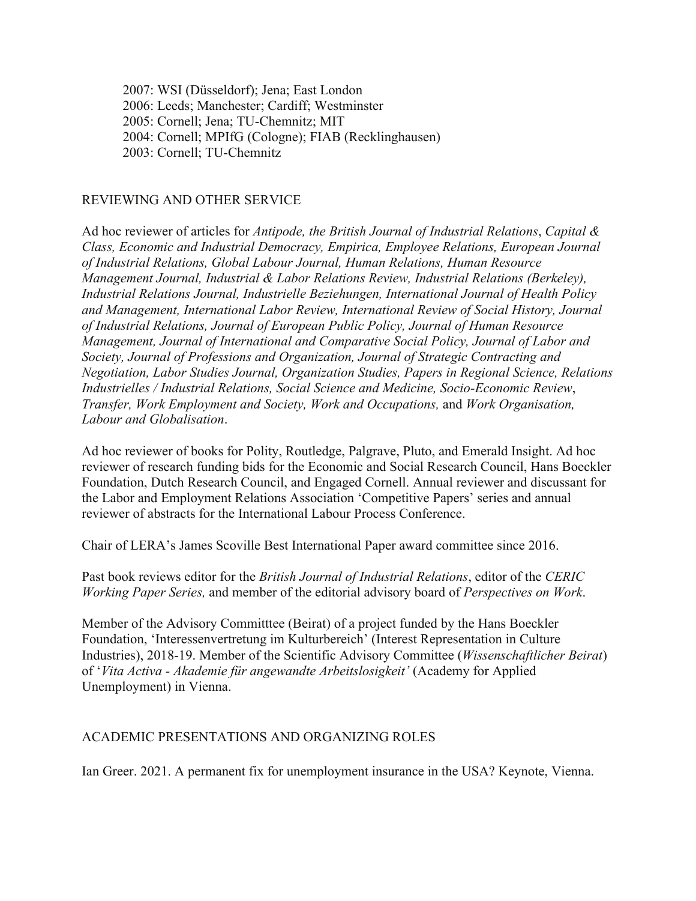2007: WSI (Düsseldorf); Jena; East London
2006: Leeds; Manchester; Cardiff; Westminster
2005: Cornell; Jena; TU-Chemnitz; MIT
2004: Cornell; MPIfG (Cologne); FIAB (Recklinghausen)
2003: Cornell; TU-Chemnitz

## REVIEWING AND OTHER SERVICE

Ad hoc reviewer of articles for *Antipode, the British Journal of Industrial Relations*, *Capital & Class, Economic and Industrial Democracy, Empirica, Employee Relations, European Journal of Industrial Relations, Global Labour Journal, Human Relations, Human Resource Management Journal, Industrial & Labor Relations Review, Industrial Relations (Berkeley), Industrial Relations Journal, Industrielle Beziehungen, International Journal of Health Policy and Management, International Labor Review, International Review of Social History, Journal of Industrial Relations, Journal of European Public Policy, Journal of Human Resource Management, Journal of International and Comparative Social Policy, Journal of Labor and Society, Journal of Professions and Organization, Journal of Strategic Contracting and Negotiation, Labor Studies Journal, Organization Studies, Papers in Regional Science, Relations Industrielles / Industrial Relations, Social Science and Medicine, Socio-Economic Review*, *Transfer, Work Employment and Society, Work and Occupations,* and *Work Organisation, Labour and Globalisation*.

Ad hoc reviewer of books for Polity, Routledge, Palgrave, Pluto, and Emerald Insight. Ad hoc reviewer of research funding bids for the Economic and Social Research Council, Hans Boeckler Foundation, Dutch Research Council, and Engaged Cornell. Annual reviewer and discussant for the Labor and Employment Relations Association 'Competitive Papers' series and annual reviewer of abstracts for the International Labour Process Conference.

Chair of LERA's James Scoville Best International Paper award committee since 2016.

Past book reviews editor for the *British Journal of Industrial Relations*, editor of the *CERIC Working Paper Series,* and member of the editorial advisory board of *Perspectives on Work*.

Member of the Advisory Committtee (Beirat) of a project funded by the Hans Boeckler Foundation, 'Interessenvertretung im Kulturbereich' (Interest Representation in Culture Industries), 2018-19. Member of the Scientific Advisory Committee (*Wissenschaftlicher Beirat*) of '*Vita Activa - Akademie für angewandte Arbeitslosigkeit'* (Academy for Applied Unemployment) in Vienna.

## ACADEMIC PRESENTATIONS AND ORGANIZING ROLES

Ian Greer. 2021. A permanent fix for unemployment insurance in the USA? Keynote, Vienna.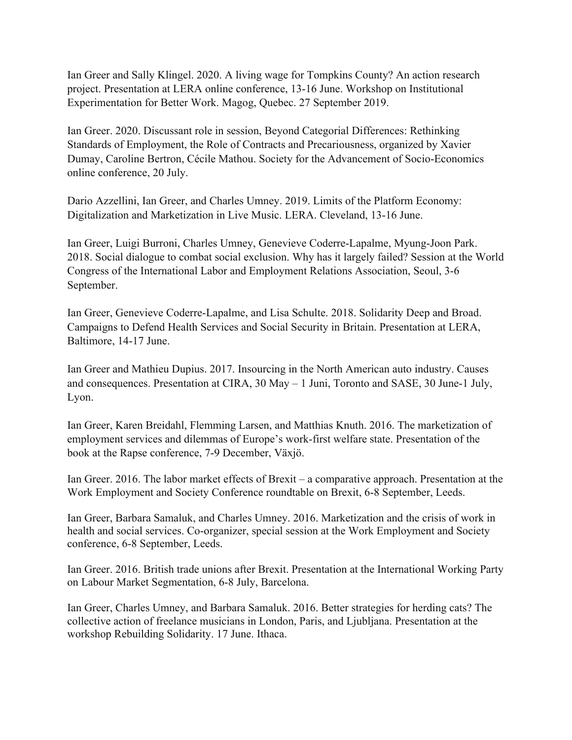Ian Greer and Sally Klingel. 2020. A living wage for Tompkins County? An action research project. Presentation at LERA online conference, 13-16 June. Workshop on Institutional Experimentation for Better Work. Magog, Quebec. 27 September 2019.

Ian Greer. 2020. Discussant role in session, Beyond Categorial Differences: Rethinking Standards of Employment, the Role of Contracts and Precariousness, organized by Xavier Dumay, Caroline Bertron, Cécile Mathou. Society for the Advancement of Socio-Economics online conference, 20 July.

Dario Azzellini, Ian Greer, and Charles Umney. 2019. Limits of the Platform Economy: Digitalization and Marketization in Live Music. LERA. Cleveland, 13-16 June.

Ian Greer, Luigi Burroni, Charles Umney, Genevieve Coderre-Lapalme, Myung-Joon Park. 2018. Social dialogue to combat social exclusion. Why has it largely failed? Session at the World Congress of the International Labor and Employment Relations Association, Seoul, 3-6 September.

Ian Greer, Genevieve Coderre-Lapalme, and Lisa Schulte. 2018. Solidarity Deep and Broad. Campaigns to Defend Health Services and Social Security in Britain. Presentation at LERA, Baltimore, 14-17 June.

Ian Greer and Mathieu Dupius. 2017. Insourcing in the North American auto industry. Causes and consequences. Presentation at CIRA, 30 May – 1 Juni, Toronto and SASE, 30 June-1 July, Lyon.

Ian Greer, Karen Breidahl, Flemming Larsen, and Matthias Knuth. 2016. The marketization of employment services and dilemmas of Europe's work-first welfare state. Presentation of the book at the Rapse conference, 7-9 December, Växjö.

Ian Greer. 2016. The labor market effects of Brexit – a comparative approach. Presentation at the Work Employment and Society Conference roundtable on Brexit, 6-8 September, Leeds.

Ian Greer, Barbara Samaluk, and Charles Umney. 2016. Marketization and the crisis of work in health and social services. Co-organizer, special session at the Work Employment and Society conference, 6-8 September, Leeds.

Ian Greer. 2016. British trade unions after Brexit. Presentation at the International Working Party on Labour Market Segmentation, 6-8 July, Barcelona.

Ian Greer, Charles Umney, and Barbara Samaluk. 2016. Better strategies for herding cats? The collective action of freelance musicians in London, Paris, and Ljubljana. Presentation at the workshop Rebuilding Solidarity. 17 June. Ithaca.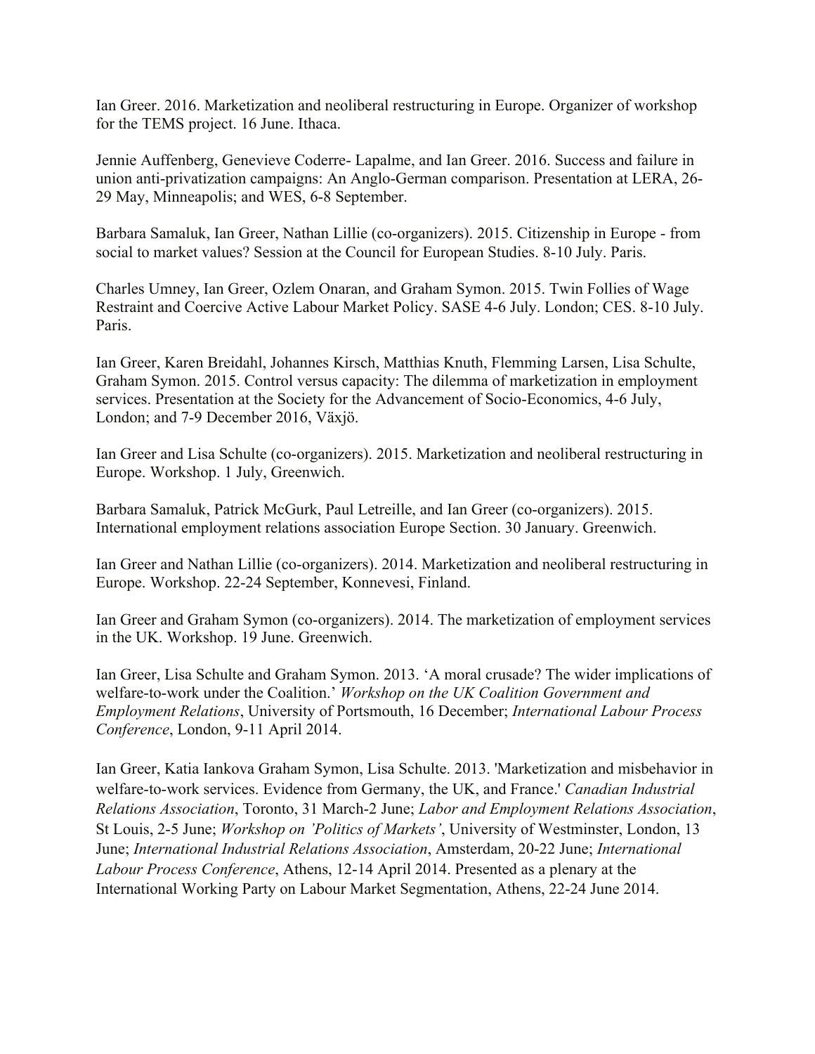Ian Greer. 2016. Marketization and neoliberal restructuring in Europe. Organizer of workshop for the TEMS project. 16 June. Ithaca.

Jennie Auffenberg, Genevieve Coderre- Lapalme, and Ian Greer. 2016. Success and failure in union anti-privatization campaigns: An Anglo-German comparison. Presentation at LERA, 26-29 May, Minneapolis; and WES, 6-8 September.

Barbara Samaluk, Ian Greer, Nathan Lillie (co-organizers). 2015. Citizenship in Europe - from social to market values? Session at the Council for European Studies. 8-10 July. Paris.

Charles Umney, Ian Greer, Ozlem Onaran, and Graham Symon. 2015. Twin Follies of Wage Restraint and Coercive Active Labour Market Policy. SASE 4-6 July. London; CES. 8-10 July. Paris.

Ian Greer, Karen Breidahl, Johannes Kirsch, Matthias Knuth, Flemming Larsen, Lisa Schulte, Graham Symon. 2015. Control versus capacity: The dilemma of marketization in employment services. Presentation at the Society for the Advancement of Socio-Economics, 4-6 July, London; and 7-9 December 2016, Växjö.

Ian Greer and Lisa Schulte (co-organizers). 2015. Marketization and neoliberal restructuring in Europe. Workshop. 1 July, Greenwich.

Barbara Samaluk, Patrick McGurk, Paul Letreille, and Ian Greer (co-organizers). 2015. International employment relations association Europe Section. 30 January. Greenwich.

Ian Greer and Nathan Lillie (co-organizers). 2014. Marketization and neoliberal restructuring in Europe. Workshop. 22-24 September, Konnevesi, Finland.

Ian Greer and Graham Symon (co-organizers). 2014. The marketization of employment services in the UK. Workshop. 19 June. Greenwich.

Ian Greer, Lisa Schulte and Graham Symon. 2013. 'A moral crusade? The wider implications of welfare-to-work under the Coalition.' *Workshop on the UK Coalition Government and Employment Relations*, University of Portsmouth, 16 December; *International Labour Process Conference*, London, 9-11 April 2014.

Ian Greer, Katia Iankova Graham Symon, Lisa Schulte. 2013. 'Marketization and misbehavior in welfare-to-work services. Evidence from Germany, the UK, and France.' *Canadian Industrial Relations Association*, Toronto, 31 March-2 June; *Labor and Employment Relations Association*, St Louis, 2-5 June; *Workshop on 'Politics of Markets'*, University of Westminster, London, 13 June; *International Industrial Relations Association*, Amsterdam, 20-22 June; *International Labour Process Conference*, Athens, 12-14 April 2014. Presented as a plenary at the International Working Party on Labour Market Segmentation, Athens, 22-24 June 2014.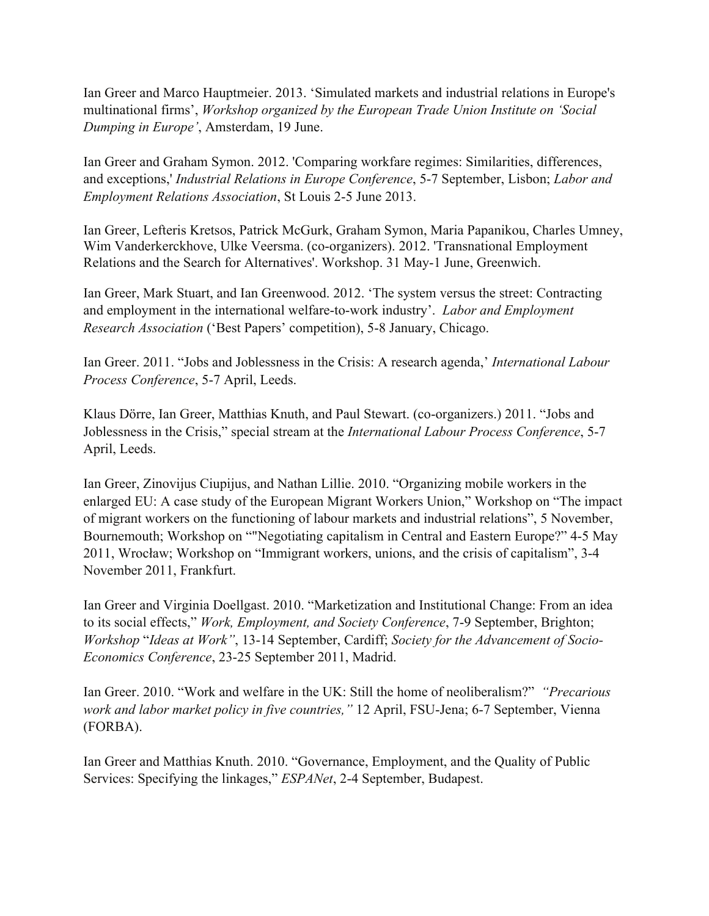Ian Greer and Marco Hauptmeier. 2013. 'Simulated markets and industrial relations in Europe's multinational firms', *Workshop organized by the European Trade Union Institute on 'Social Dumping in Europe'*, Amsterdam, 19 June.

Ian Greer and Graham Symon. 2012. 'Comparing workfare regimes: Similarities, differences, and exceptions,' *Industrial Relations in Europe Conference*, 5-7 September, Lisbon; *Labor and Employment Relations Association*, St Louis 2-5 June 2013.

Ian Greer, Lefteris Kretsos, Patrick McGurk, Graham Symon, Maria Papanikou, Charles Umney, Wim Vanderkerckhove, Ulke Veersma. (co-organizers). 2012. 'Transnational Employment Relations and the Search for Alternatives'. Workshop. 31 May-1 June, Greenwich.

Ian Greer, Mark Stuart, and Ian Greenwood. 2012. 'The system versus the street: Contracting and employment in the international welfare-to-work industry'. *Labor and Employment Research Association* ('Best Papers' competition), 5-8 January, Chicago.

Ian Greer. 2011. "Jobs and Joblessness in the Crisis: A research agenda,' *International Labour Process Conference*, 5-7 April, Leeds.

Klaus Dörre, Ian Greer, Matthias Knuth, and Paul Stewart. (co-organizers.) 2011. "Jobs and Joblessness in the Crisis," special stream at the *International Labour Process Conference*, 5-7 April, Leeds.

Ian Greer, Zinovijus Ciupijus, and Nathan Lillie. 2010. "Organizing mobile workers in the enlarged EU: A case study of the European Migrant Workers Union," Workshop on "The impact of migrant workers on the functioning of labour markets and industrial relations", 5 November, Bournemouth; Workshop on ""Negotiating capitalism in Central and Eastern Europe?" 4-5 May 2011, Wrocław; Workshop on "Immigrant workers, unions, and the crisis of capitalism", 3-4 November 2011, Frankfurt.

Ian Greer and Virginia Doellgast. 2010. "Marketization and Institutional Change: From an idea to its social effects," *Work, Employment, and Society Conference*, 7-9 September, Brighton; *Workshop* "*Ideas at Work"*, 13-14 September, Cardiff; *Society for the Advancement of Socio-Economics Conference*, 23-25 September 2011, Madrid.

Ian Greer. 2010. "Work and welfare in the UK: Still the home of neoliberalism?" *"Precarious work and labor market policy in five countries,"* 12 April, FSU-Jena; 6-7 September, Vienna (FORBA).

Ian Greer and Matthias Knuth. 2010. "Governance, Employment, and the Quality of Public Services: Specifying the linkages," *ESPANet*, 2-4 September, Budapest.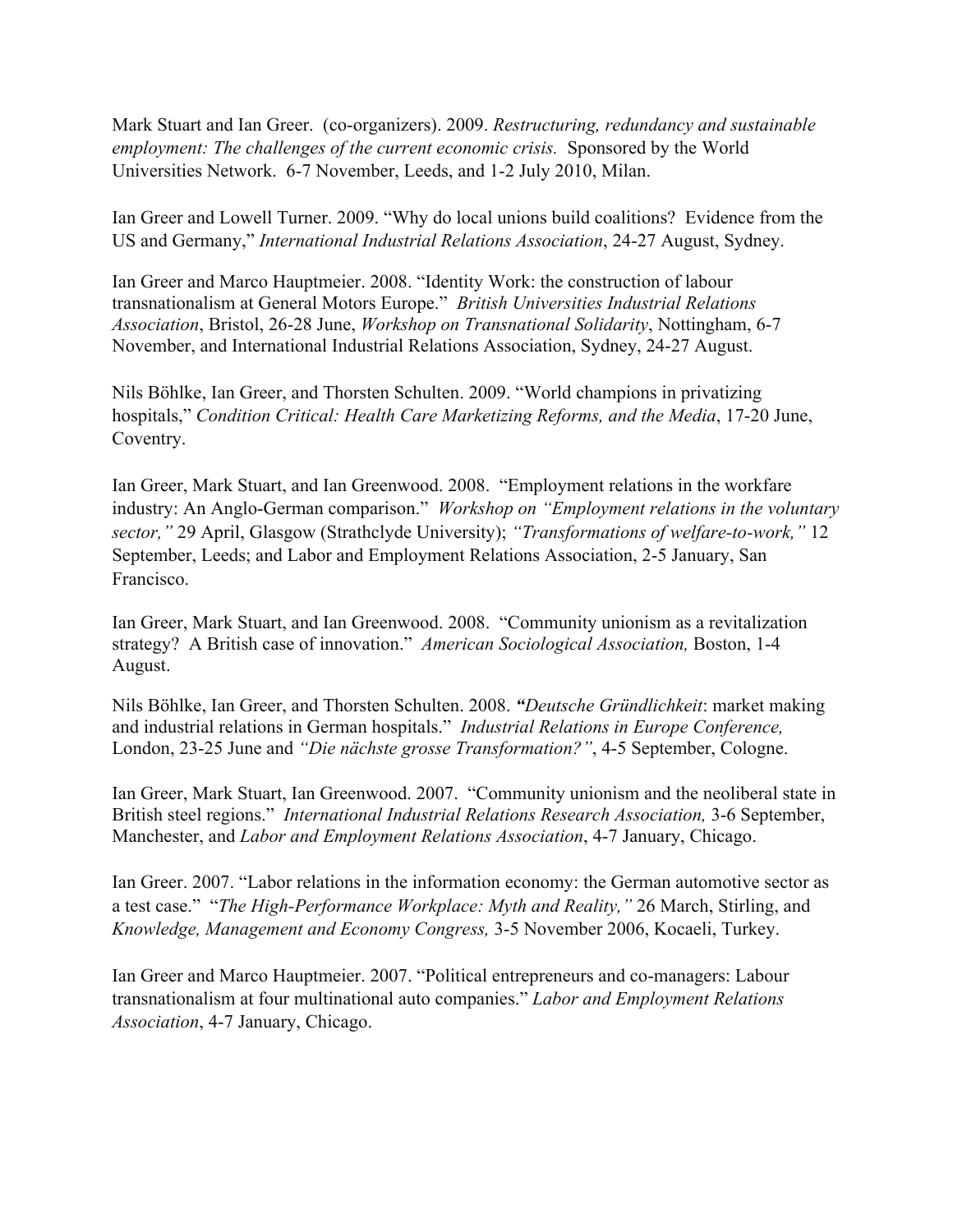Mark Stuart and Ian Greer. (co-organizers). 2009. *Restructuring, redundancy and sustainable employment: The challenges of the current economic crisis.* Sponsored by the World Universities Network. 6-7 November, Leeds, and 1-2 July 2010, Milan.

Ian Greer and Lowell Turner. 2009. "Why do local unions build coalitions? Evidence from the US and Germany," *International Industrial Relations Association*, 24-27 August, Sydney.

Ian Greer and Marco Hauptmeier. 2008. "Identity Work: the construction of labour transnationalism at General Motors Europe." *British Universities Industrial Relations Association*, Bristol, 26-28 June, *Workshop on Transnational Solidarity*, Nottingham, 6-7 November, and International Industrial Relations Association, Sydney, 24-27 August.

Nils Böhlke, Ian Greer, and Thorsten Schulten. 2009. "World champions in privatizing hospitals," *Condition Critical: Health Care Marketizing Reforms, and the Media*, 17-20 June, Coventry.

Ian Greer, Mark Stuart, and Ian Greenwood. 2008. "Employment relations in the workfare industry: An Anglo-German comparison." *Workshop on "Employment relations in the voluntary sector,"* 29 April, Glasgow (Strathclyde University); *"Transformations of welfare-to-work,"* 12 September, Leeds; and Labor and Employment Relations Association, 2-5 January, San Francisco.

Ian Greer, Mark Stuart, and Ian Greenwood. 2008. "Community unionism as a revitalization strategy? A British case of innovation." *American Sociological Association,* Boston, 1-4 August.

Nils Böhlke, Ian Greer, and Thorsten Schulten. 2008. ***"****Deutsche Gründlichkeit*: market making and industrial relations in German hospitals." *Industrial Relations in Europe Conference,* London, 23-25 June and *"Die nächste grosse Transformation?"*, 4-5 September, Cologne.

Ian Greer, Mark Stuart, Ian Greenwood. 2007. "Community unionism and the neoliberal state in British steel regions." *International Industrial Relations Research Association,* 3-6 September, Manchester, and *Labor and Employment Relations Association*, 4-7 January, Chicago.

Ian Greer. 2007. "Labor relations in the information economy: the German automotive sector as a test case." "*The High-Performance Workplace: Myth and Reality,"* 26 March, Stirling, and *Knowledge, Management and Economy Congress,* 3-5 November 2006, Kocaeli, Turkey.

Ian Greer and Marco Hauptmeier. 2007. "Political entrepreneurs and co-managers: Labour transnationalism at four multinational auto companies." *Labor and Employment Relations Association*, 4-7 January, Chicago.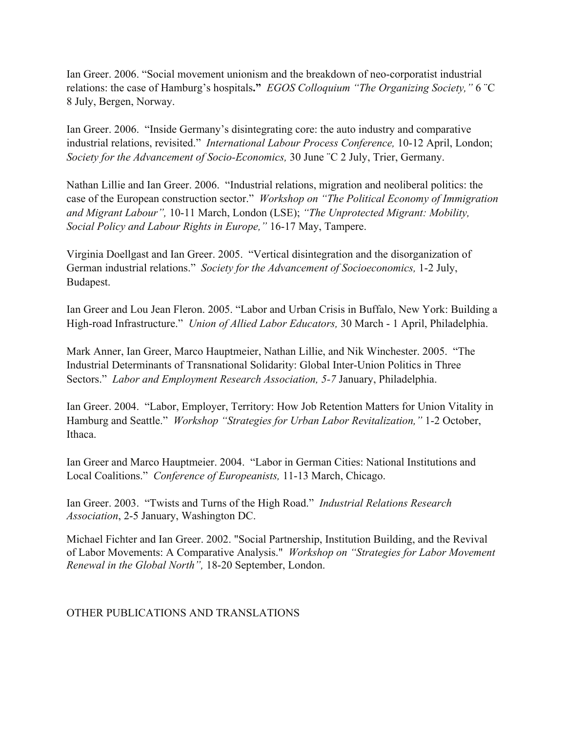Ian Greer. 2006. "Social movement unionism and the breakdown of neo-corporatist industrial relations: the case of Hamburg's hospitals**."** *EGOS Colloquium "The Organizing Society,"* 6 ¨C 8 July, Bergen, Norway.

Ian Greer. 2006. "Inside Germany's disintegrating core: the auto industry and comparative industrial relations, revisited." *International Labour Process Conference,* 10-12 April, London; *Society for the Advancement of Socio-Economics,* 30 June ¨C 2 July, Trier, Germany.

Nathan Lillie and Ian Greer. 2006. "Industrial relations, migration and neoliberal politics: the case of the European construction sector." *Workshop on "The Political Economy of Immigration and Migrant Labour",* 10-11 March, London (LSE); *"The Unprotected Migrant: Mobility, Social Policy and Labour Rights in Europe,"* 16-17 May, Tampere.

Virginia Doellgast and Ian Greer. 2005. "Vertical disintegration and the disorganization of German industrial relations." *Society for the Advancement of Socioeconomics,* 1-2 July, Budapest.

Ian Greer and Lou Jean Fleron. 2005. "Labor and Urban Crisis in Buffalo, New York: Building a High-road Infrastructure." *Union of Allied Labor Educators,* 30 March - 1 April, Philadelphia.

Mark Anner, Ian Greer, Marco Hauptmeier, Nathan Lillie, and Nik Winchester. 2005. "The Industrial Determinants of Transnational Solidarity: Global Inter-Union Politics in Three Sectors." *Labor and Employment Research Association, 5-7* January, Philadelphia.

Ian Greer. 2004. "Labor, Employer, Territory: How Job Retention Matters for Union Vitality in Hamburg and Seattle." *Workshop "Strategies for Urban Labor Revitalization,"* 1-2 October, Ithaca.

Ian Greer and Marco Hauptmeier. 2004. "Labor in German Cities: National Institutions and Local Coalitions." *Conference of Europeanists,* 11-13 March, Chicago.

Ian Greer. 2003. "Twists and Turns of the High Road." *Industrial Relations Research Association*, 2-5 January, Washington DC.

Michael Fichter and Ian Greer. 2002. "Social Partnership, Institution Building, and the Revival of Labor Movements: A Comparative Analysis." *Workshop on "Strategies for Labor Movement Renewal in the Global North",* 18-20 September, London.

## OTHER PUBLICATIONS AND TRANSLATIONS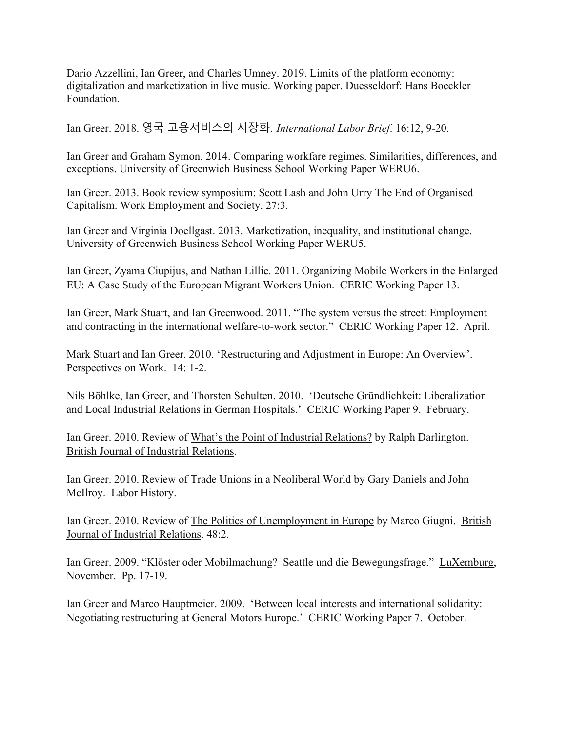Dario Azzellini, Ian Greer, and Charles Umney. 2019. Limits of the platform economy: digitalization and marketization in live music. Working paper. Duesseldorf: Hans Boeckler Foundation.

Ian Greer. 2018. 영국 고용서비스의 시장화. *International Labor Brief*. 16:12, 9-20.

Ian Greer and Graham Symon. 2014. Comparing workfare regimes. Similarities, differences, and exceptions. University of Greenwich Business School Working Paper WERU6.

Ian Greer. 2013. Book review symposium: Scott Lash and John Urry The End of Organised Capitalism. Work Employment and Society. 27:3.

Ian Greer and Virginia Doellgast. 2013. Marketization, inequality, and institutional change. University of Greenwich Business School Working Paper WERU5.

Ian Greer, Zyama Ciupijus, and Nathan Lillie. 2011. Organizing Mobile Workers in the Enlarged EU: A Case Study of the European Migrant Workers Union. CERIC Working Paper 13.

Ian Greer, Mark Stuart, and Ian Greenwood. 2011. "The system versus the street: Employment and contracting in the international welfare-to-work sector." CERIC Working Paper 12. April.

Mark Stuart and Ian Greer. 2010. 'Restructuring and Adjustment in Europe: An Overview'. <u>Perspectives on Work</u>. 14: 1-2.

Nils Böhlke, Ian Greer, and Thorsten Schulten. 2010. 'Deutsche Gründlichkeit: Liberalization and Local Industrial Relations in German Hospitals.' CERIC Working Paper 9. February.

Ian Greer. 2010. Review of <u>What's the Point of Industrial Relations?</u> by Ralph Darlington. <u>British Journal of Industrial Relations</u>.

Ian Greer. 2010. Review of <u>Trade Unions in a Neoliberal World</u> by Gary Daniels and John McIlroy. <u>Labor History</u>.

Ian Greer. 2010. Review of <u>The Politics of Unemployment in Europe</u> by Marco Giugni. <u>British Journal of Industrial Relations</u>. 48:2.

Ian Greer. 2009. "Klöster oder Mobilmachung? Seattle und die Bewegungsfrage." <u>LuXemburg</u>, November. Pp. 17-19.

Ian Greer and Marco Hauptmeier. 2009. 'Between local interests and international solidarity: Negotiating restructuring at General Motors Europe.' CERIC Working Paper 7. October.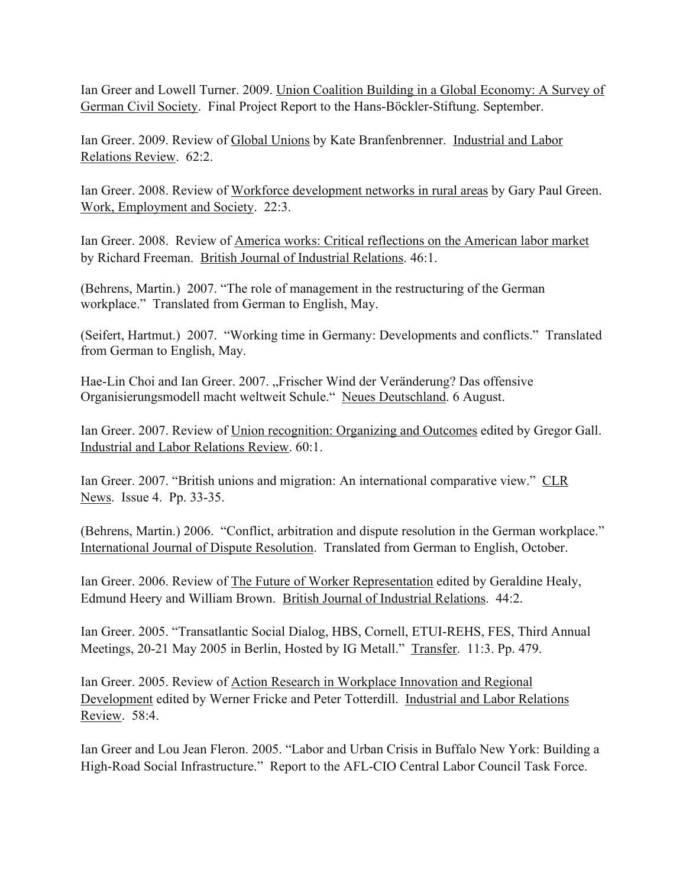Ian Greer and Lowell Turner. 2009. Union Coalition Building in a Global Economy: A Survey of German Civil Society. Final Project Report to the Hans-Böckler-Stiftung. September.

Ian Greer. 2009. Review of Global Unions by Kate Branfenbrenner. Industrial and Labor Relations Review. 62:2.

Ian Greer. 2008. Review of Workforce development networks in rural areas by Gary Paul Green. Work, Employment and Society. 22:3.

Ian Greer. 2008. Review of America works: Critical reflections on the American labor market by Richard Freeman. British Journal of Industrial Relations. 46:1.

(Behrens, Martin.) 2007. "The role of management in the restructuring of the German workplace." Translated from German to English, May.

(Seifert, Hartmut.) 2007. "Working time in Germany: Developments and conflicts." Translated from German to English, May.

Hae-Lin Choi and Ian Greer. 2007. „Frischer Wind der Veränderung? Das offensive Organisierungsmodell macht weltweit Schule." Neues Deutschland. 6 August.

Ian Greer. 2007. Review of Union recognition: Organizing and Outcomes edited by Gregor Gall. Industrial and Labor Relations Review. 60:1.

Ian Greer. 2007. "British unions and migration: An international comparative view." CLR News. Issue 4. Pp. 33-35.

(Behrens, Martin.) 2006. "Conflict, arbitration and dispute resolution in the German workplace." International Journal of Dispute Resolution. Translated from German to English, October.

Ian Greer. 2006. Review of The Future of Worker Representation edited by Geraldine Healy, Edmund Heery and William Brown. British Journal of Industrial Relations. 44:2.

Ian Greer. 2005. "Transatlantic Social Dialog, HBS, Cornell, ETUI-REHS, FES, Third Annual Meetings, 20-21 May 2005 in Berlin, Hosted by IG Metall." Transfer. 11:3. Pp. 479.

Ian Greer. 2005. Review of Action Research in Workplace Innovation and Regional Development edited by Werner Fricke and Peter Totterdill. Industrial and Labor Relations Review. 58:4.

Ian Greer and Lou Jean Fleron. 2005. "Labor and Urban Crisis in Buffalo New York: Building a High-Road Social Infrastructure." Report to the AFL-CIO Central Labor Council Task Force.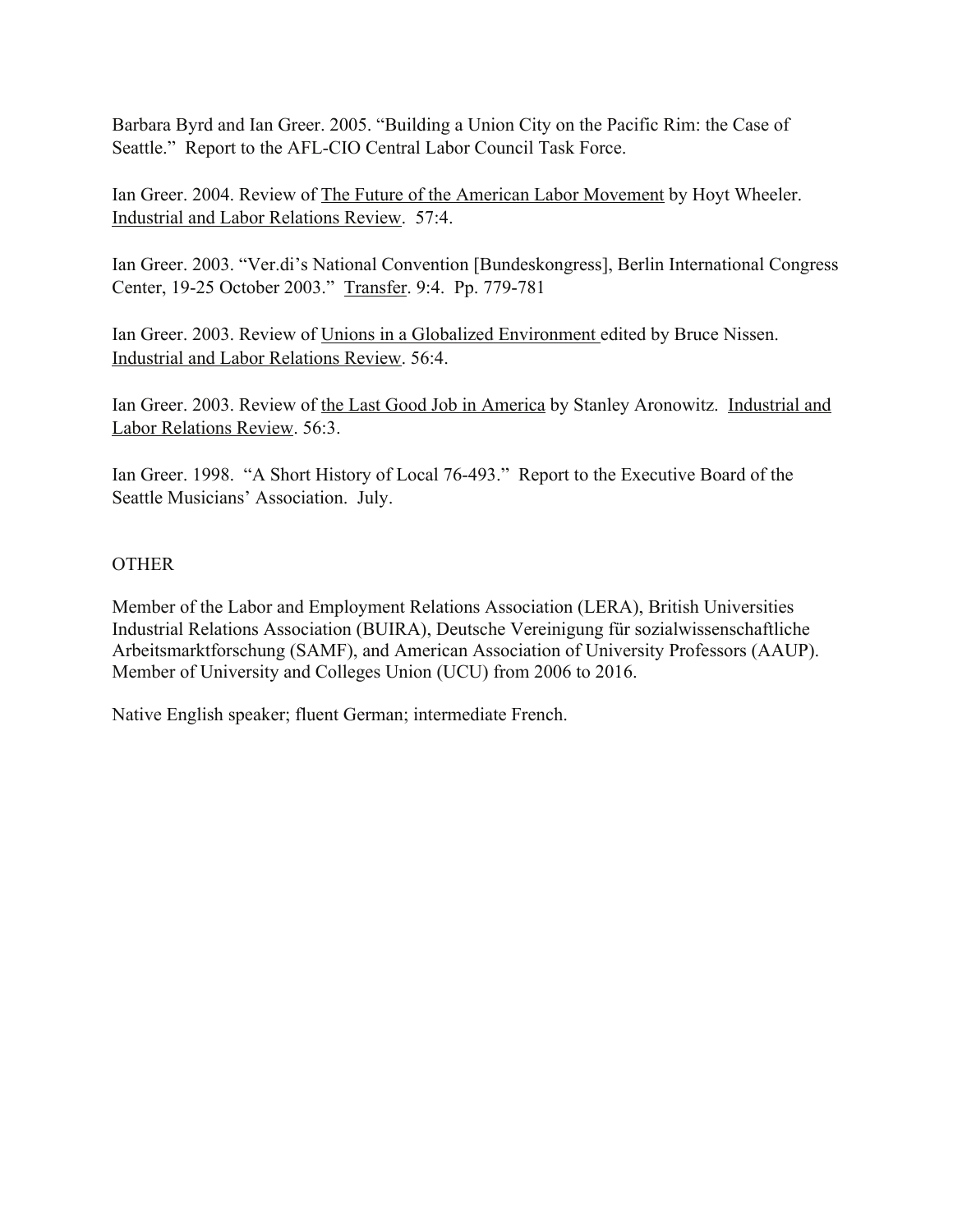Barbara Byrd and Ian Greer. 2005. "Building a Union City on the Pacific Rim: the Case of Seattle." Report to the AFL-CIO Central Labor Council Task Force.

Ian Greer. 2004. Review of The Future of the American Labor Movement by Hoyt Wheeler. Industrial and Labor Relations Review. 57:4.

Ian Greer. 2003. "Ver.di's National Convention [Bundeskongress], Berlin International Congress Center, 19-25 October 2003." Transfer. 9:4. Pp. 779-781

Ian Greer. 2003. Review of Unions in a Globalized Environment edited by Bruce Nissen. Industrial and Labor Relations Review. 56:4.

Ian Greer. 2003. Review of the Last Good Job in America by Stanley Aronowitz. Industrial and Labor Relations Review. 56:3.

Ian Greer. 1998. "A Short History of Local 76-493." Report to the Executive Board of the Seattle Musicians' Association. July.

## OTHER

Member of the Labor and Employment Relations Association (LERA), British Universities Industrial Relations Association (BUIRA), Deutsche Vereinigung für sozialwissenschaftliche Arbeitsmarktforschung (SAMF), and American Association of University Professors (AAUP). Member of University and Colleges Union (UCU) from 2006 to 2016.

Native English speaker; fluent German; intermediate French.